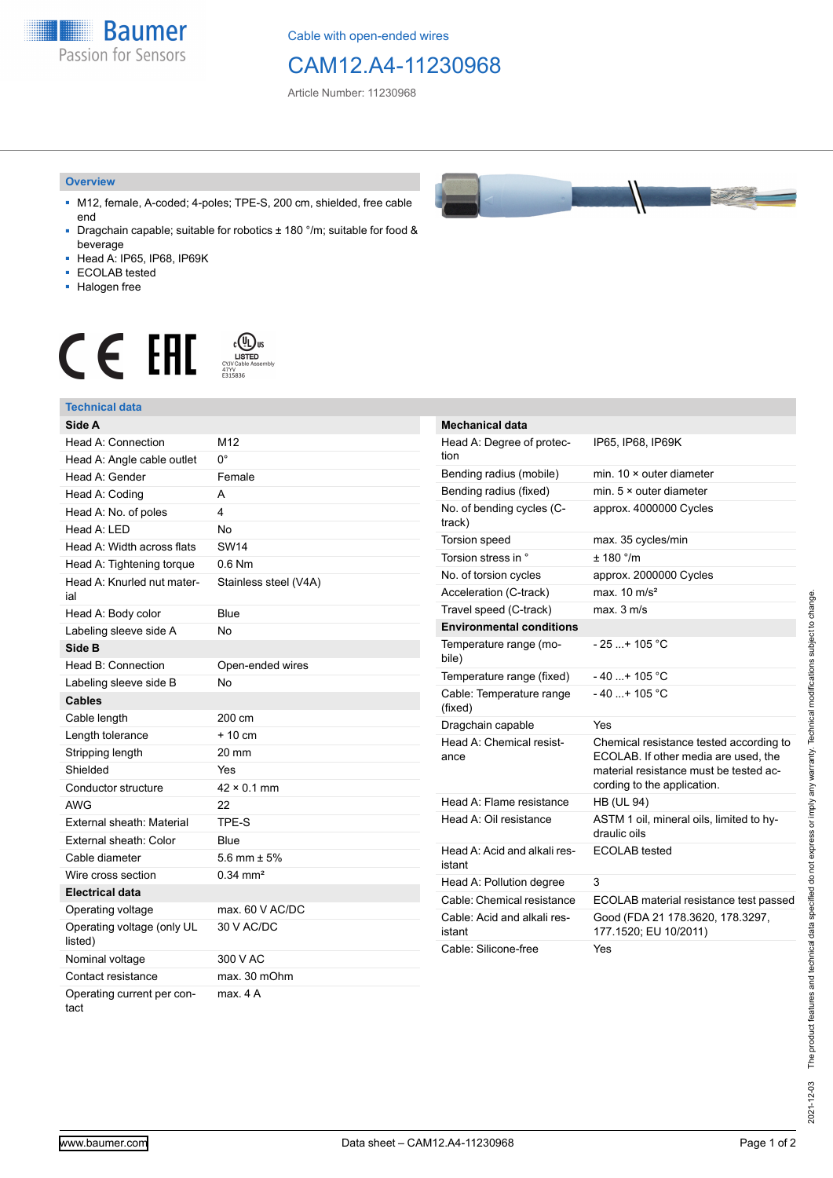Cable with open-ended wires

# CAM12.A4-11230968

Article Number: 11230968

## Overview

- M12, female, A-coded; 4-poles; TPE-S, 200 cm, shielded, free cable end
- Dragchain capable; suitable for robotics ± 180 °/m; suitable for food & beverage
- Head A: IP65, IP68, IP69K
- ECOLAB tested
- Halogen free

LISTED CYJV Cable Assembly 47YV E315836

## Technical data

| Side A | |
|---|---|
| Head A: Connection | M12 |
| Head A: Angle cable outlet | 0° |
| Head A: Gender | Female |
| Head A: Coding | A |
| Head A: No. of poles | 4 |
| Head A: LED | No |
| Head A: Width across flats | SW14 |
| Head A: Tightening torque | 0.6 Nm |
| Head A: Knurled nut material | Stainless steel (V4A) |
| Head A: Body color | Blue |
| Labeling sleeve side A | No |
| **Side B** | |
| Head B: Connection | Open-ended wires |
| Labeling sleeve side B | No |
| **Cables** | |
| Cable length | 200 cm |
| Length tolerance | + 10 cm |
| Stripping length | 20 mm |
| Shielded | Yes |
| Conductor structure | 42 × 0.1 mm |
| AWG | 22 |
| External sheath: Material | TPE-S |
| External sheath: Color | Blue |
| Cable diameter | 5.6 mm ± 5% |
| Wire cross section | 0.34 mm² |
| **Electrical data** | |
| Operating voltage | max. 60 V AC/DC |
| Operating voltage (only UL listed) | 30 V AC/DC |
| Nominal voltage | 300 V AC |
| Contact resistance | max. 30 mOhm |
| Operating current per contact | max. 4 A |

| Mechanical data | |
|---|---|
| Head A: Degree of protection | IP65, IP68, IP69K |
| Bending radius (mobile) | min. 10 × outer diameter |
| Bending radius (fixed) | min. 5 × outer diameter |
| No. of bending cycles (C-track) | approx. 4000000 Cycles |
| Torsion speed | max. 35 cycles/min |
| Torsion stress in ° | ± 180 °/m |
| No. of torsion cycles | approx. 2000000 Cycles |
| Acceleration (C-track) | max. 10 m/s² |
| Travel speed (C-track) | max. 3 m/s |
| **Environmental conditions** | |
| Temperature range (mobile) | - 25 ...+ 105 °C |
| Temperature range (fixed) | - 40 ...+ 105 °C |
| Cable: Temperature range (fixed) | - 40 ...+ 105 °C |
| Dragchain capable | Yes |
| Head A: Chemical resistance | Chemical resistance tested according to ECOLAB. If other media are used, the material resistance must be tested according to the application. |
| Head A: Flame resistance | HB (UL 94) |
| Head A: Oil resistance | ASTM 1 oil, mineral oils, limited to hydraulic oils |
| Head A: Acid and alkali resistant | ECOLAB tested |
| Head A: Pollution degree | 3 |
| Cable: Chemical resistance | ECOLAB material resistance test passed |
| Cable: Acid and alkali resistant | Good (FDA 21 178.3620, 178.3297, 177.1520; EU 10/2011) |
| Cable: Silicone-free | Yes |

2021-12-03 The product features and technical data specified do not express or imply any warranty. Technical modifications subject to change.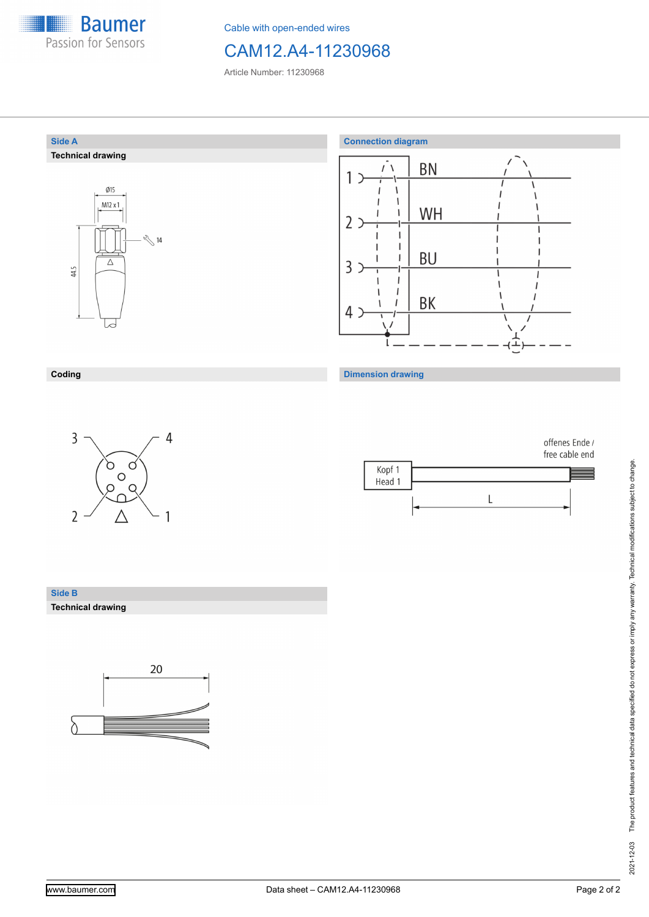# Cable with open-ended wires

# CAM12.A4-11230968

Article Number: 11230968

## Side A

### Technical drawing

Ø15
M12 x 1
14
44,5

## Connection diagram

1 BN
2 WH
3 BU
4 BK

### Coding

3 4
2 1

## Dimension drawing

Kopf 1
Head 1

offenes Ende /
free cable end

L

## Side B

### Technical drawing

20

The product features and technical data specified do not express or imply any warranty. Technical modifications subject to change.

2021-12-03

www.baumer.com

Data sheet – CAM12.A4-11230968